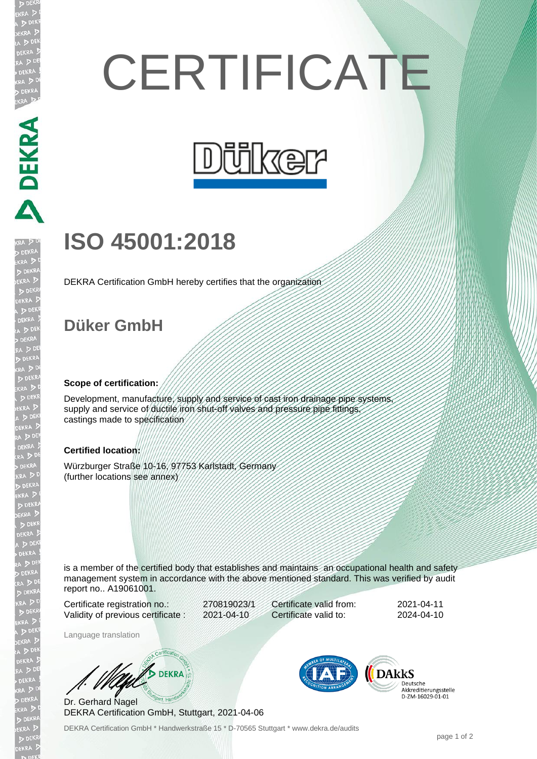# CERTIFICATE

Düker

## ISO 45001:2018

DEKRA Certification GmbH hereby certifies that the organization

## Düker GmbH

**Scope of certification:**

Development, manufacture, supply and service of cast iron drainage pipe systems, supply and service of ductile iron shut-off valves and pressure pipe fittings, castings made to specification

**Certified location:**

Würzburger Straße 10-16, 97753 Karlstadt, Germany
(further locations see annex)

is a member of the certified body that establishes and maintains an occupational health and safety management system in accordance with the above mentioned standard. This was verified by audit report no.. A19061001.

| | | | |
|---|---|---|---|
| Certificate registration no.: | 270819023/1 | Certificate valid from: | 2021-04-11 |
| Validity of previous certificate : | 2021-04-10 | Certificate valid to: | 2024-04-10 |

Language translation

Dr. Gerhard Nagel
DEKRA Certification GmbH, Stuttgart, 2021-04-06

DAkkS Deutsche Akkreditierungsstelle D-ZM-16029-01-01

DEKRA Certification GmbH * Handwerkstraße 15 * D-70565 Stuttgart * www.dekra.de/audits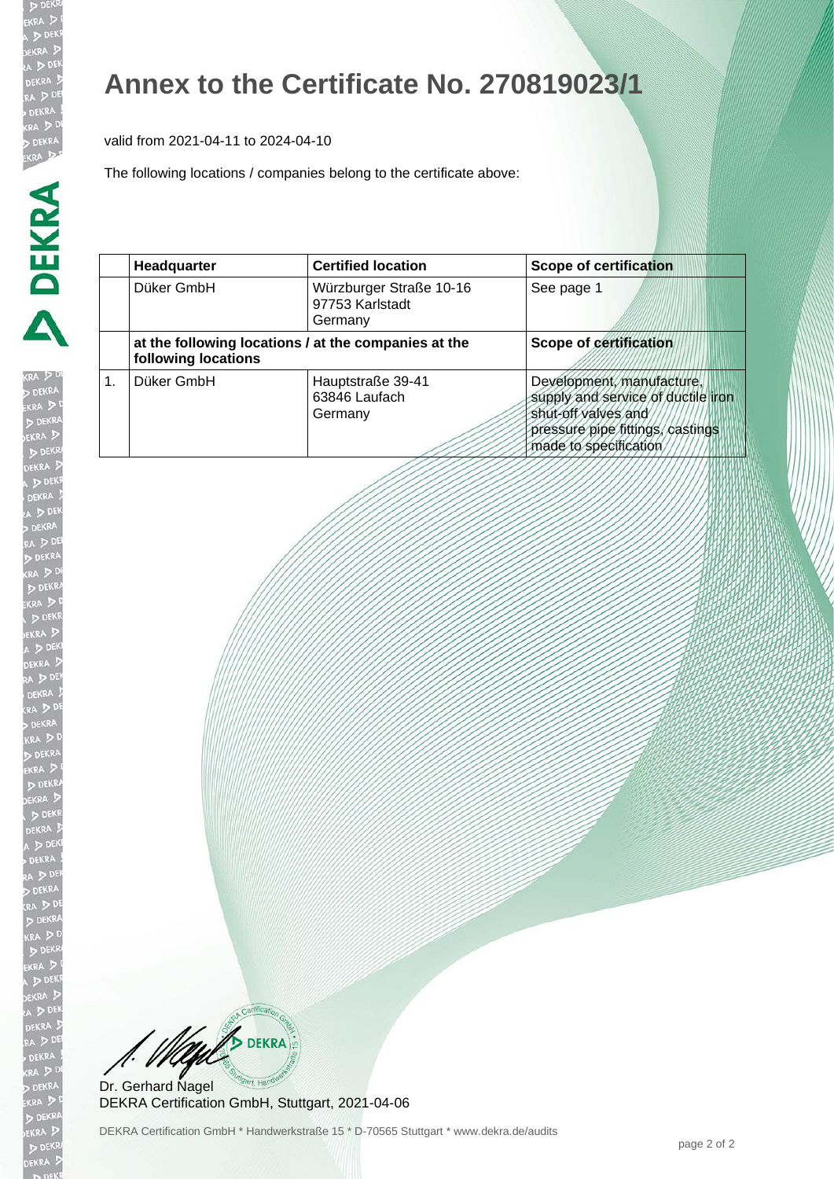# Annex to the Certificate No. 270819023/1

valid from 2021-04-11 to 2024-04-10

The following locations / companies belong to the certificate above:

| | Headquarter | Certified location | Scope of certification |
|---|---|---|---|
| | Düker GmbH | Würzburger Straße 10-16<br>97753 Karlstadt<br>Germany | See page 1 |
| | **at the following locations / at the companies at the following locations** | | **Scope of certification** |
| 1. | Düker GmbH | Hauptstraße 39-41<br>63846 Laufach<br>Germany | Development, manufacture, supply and service of ductile iron shut-off valves and pressure pipe fittings, castings made to specification |

Dr. Gerhard Nagel
DEKRA Certification GmbH, Stuttgart, 2021-04-06

DEKRA Certification GmbH * Handwerkstraße 15 * D-70565 Stuttgart * www.dekra.de/audits